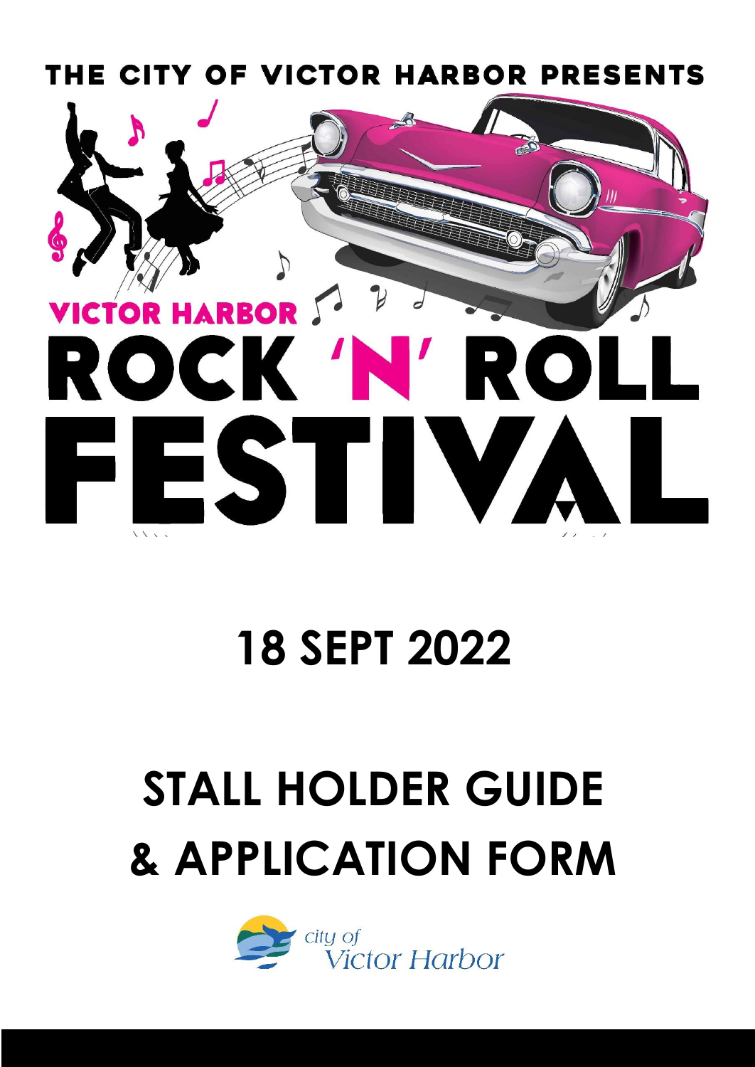THE CITY OF VICTOR HARBOR PRESENTS

# VICTOR HARBOR ROCK 'N' ROLL FESTIVAL

## 18 SEPT 2022

## STALL HOLDER GUIDE & APPLICATION FORM

city of Victor Harbor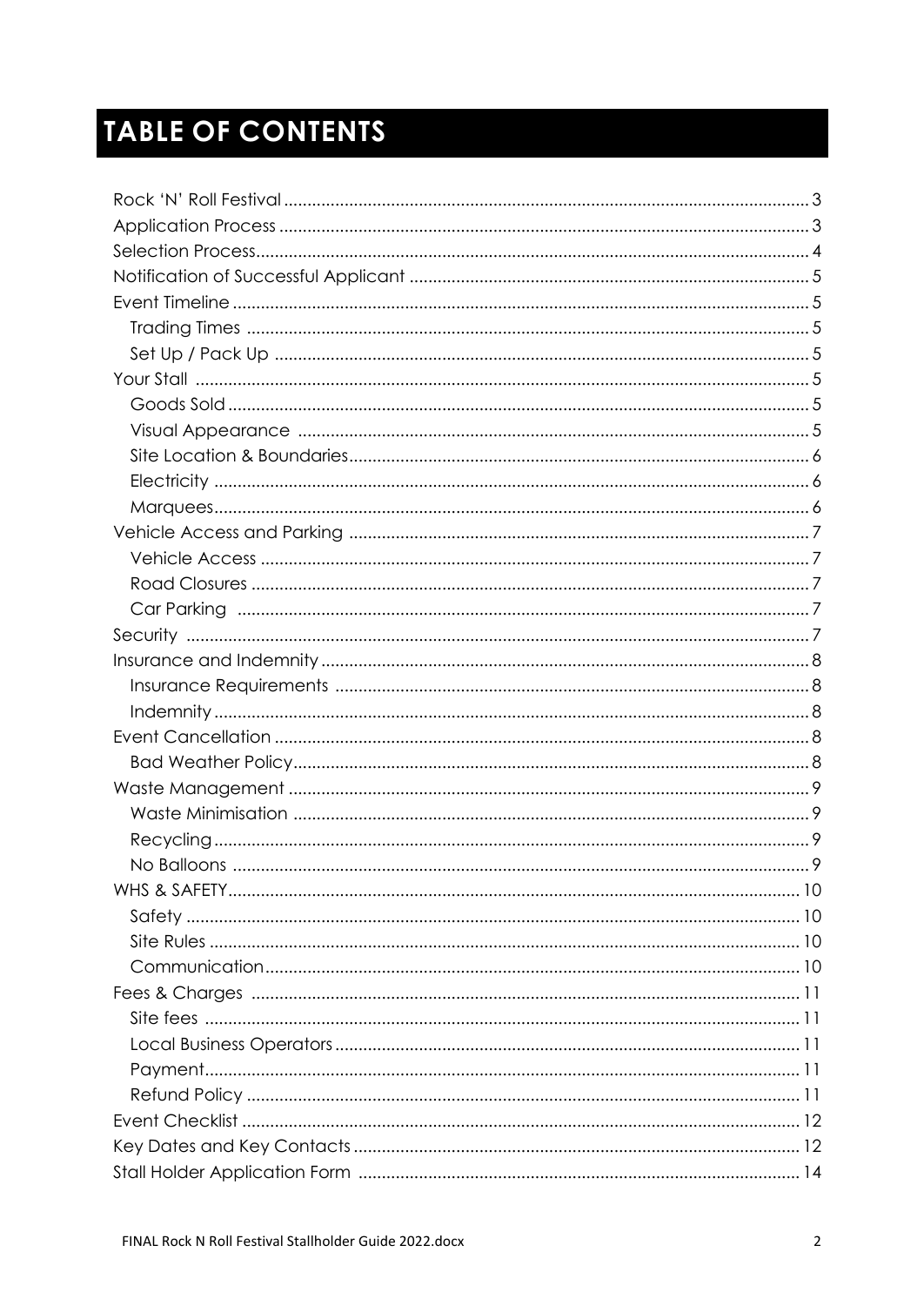# TABLE OF CONTENTS

- Rock 'N' Roll Festival ..... 3
- Application Process ..... 3
- Selection Process ..... 4
- Notification of Successful Applicant ..... 5
- Event Timeline ..... 5
  - Trading Times ..... 5
  - Set Up / Pack Up ..... 5
- Your Stall ..... 5
  - Goods Sold ..... 5
  - Visual Appearance ..... 5
  - Site Location & Boundaries ..... 6
  - Electricity ..... 6
  - Marquees ..... 6
- Vehicle Access and Parking ..... 7
  - Vehicle Access ..... 7
  - Road Closures ..... 7
  - Car Parking ..... 7
- Security ..... 7
- Insurance and Indemnity ..... 8
  - Insurance Requirements ..... 8
  - Indemnity ..... 8
- Event Cancellation ..... 8
  - Bad Weather Policy ..... 8
- Waste Management ..... 9
  - Waste Minimisation ..... 9
  - Recycling ..... 9
  - No Balloons ..... 9
- WHS & SAFETY ..... 10
  - Safety ..... 10
  - Site Rules ..... 10
  - Communication ..... 10
- Fees & Charges ..... 11
  - Site fees ..... 11
  - Local Business Operators ..... 11
  - Payment ..... 11
  - Refund Policy ..... 11
- Event Checklist ..... 12
- Key Dates and Key Contacts ..... 12
- Stall Holder Application Form ..... 14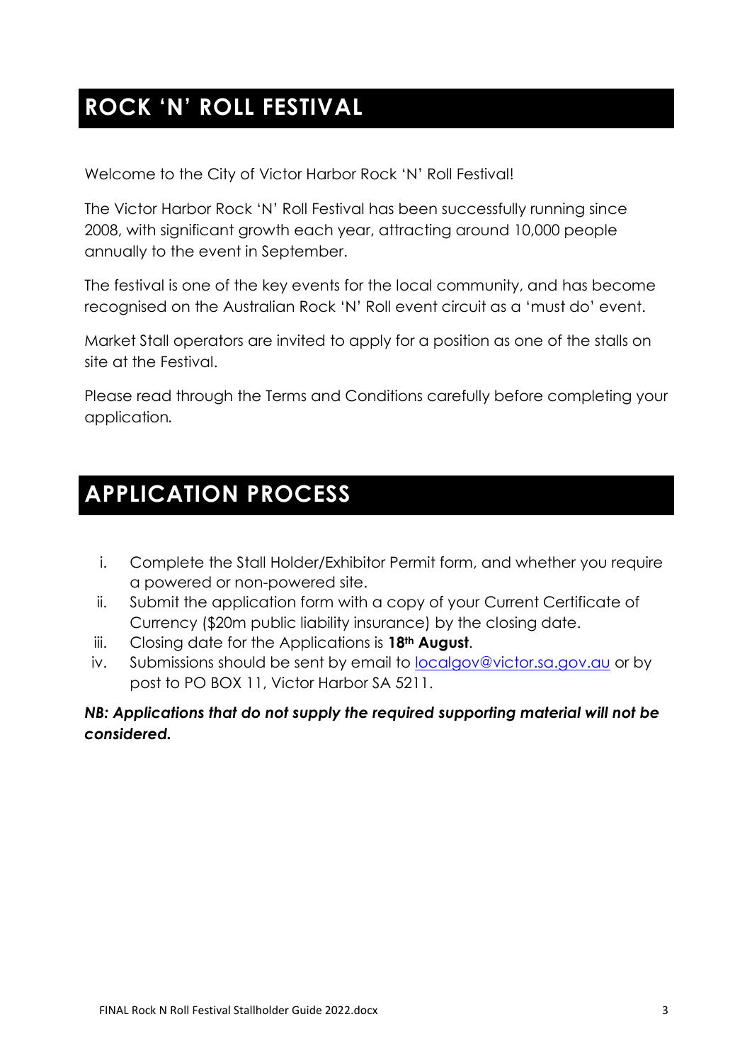# ROCK 'N' ROLL FESTIVAL

Welcome to the City of Victor Harbor Rock 'N' Roll Festival!

The Victor Harbor Rock 'N' Roll Festival has been successfully running since 2008, with significant growth each year, attracting around 10,000 people annually to the event in September.

The festival is one of the key events for the local community, and has become recognised on the Australian Rock 'N' Roll event circuit as a 'must do' event.

Market Stall operators are invited to apply for a position as one of the stalls on site at the Festival.

Please read through the Terms and Conditions carefully before completing your application.

# APPLICATION PROCESS

i. Complete the Stall Holder/Exhibitor Permit form, and whether you require a powered or non-powered site.
ii. Submit the application form with a copy of your Current Certificate of Currency ($20m public liability insurance) by the closing date.
iii. Closing date for the Applications is **18th August**.
iv. Submissions should be sent by email to localgov@victor.sa.gov.au or by post to PO BOX 11, Victor Harbor SA 5211.

***NB: Applications that do not supply the required supporting material will not be considered.***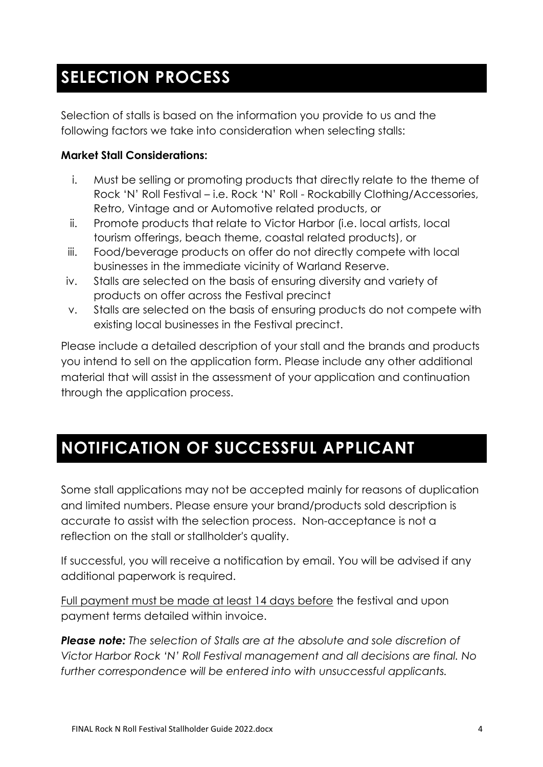## SELECTION PROCESS

Selection of stalls is based on the information you provide to us and the following factors we take into consideration when selecting stalls:

**Market Stall Considerations:**

i. Must be selling or promoting products that directly relate to the theme of Rock 'N' Roll Festival – i.e. Rock 'N' Roll - Rockabilly Clothing/Accessories, Retro, Vintage and or Automotive related products, or
ii. Promote products that relate to Victor Harbor (i.e. local artists, local tourism offerings, beach theme, coastal related products), or
iii. Food/beverage products on offer do not directly compete with local businesses in the immediate vicinity of Warland Reserve.
iv. Stalls are selected on the basis of ensuring diversity and variety of products on offer across the Festival precinct
v. Stalls are selected on the basis of ensuring products do not compete with existing local businesses in the Festival precinct.

Please include a detailed description of your stall and the brands and products you intend to sell on the application form. Please include any other additional material that will assist in the assessment of your application and continuation through the application process.

## NOTIFICATION OF SUCCESSFUL APPLICANT

Some stall applications may not be accepted mainly for reasons of duplication and limited numbers. Please ensure your brand/products sold description is accurate to assist with the selection process. Non-acceptance is not a reflection on the stall or stallholder's quality.

If successful, you will receive a notification by email. You will be advised if any additional paperwork is required.

<u>Full payment must be made at least 14 days before</u> the festival and upon payment terms detailed within invoice.

***Please note:*** *The selection of Stalls are at the absolute and sole discretion of Victor Harbor Rock 'N' Roll Festival management and all decisions are final. No further correspondence will be entered into with unsuccessful applicants.*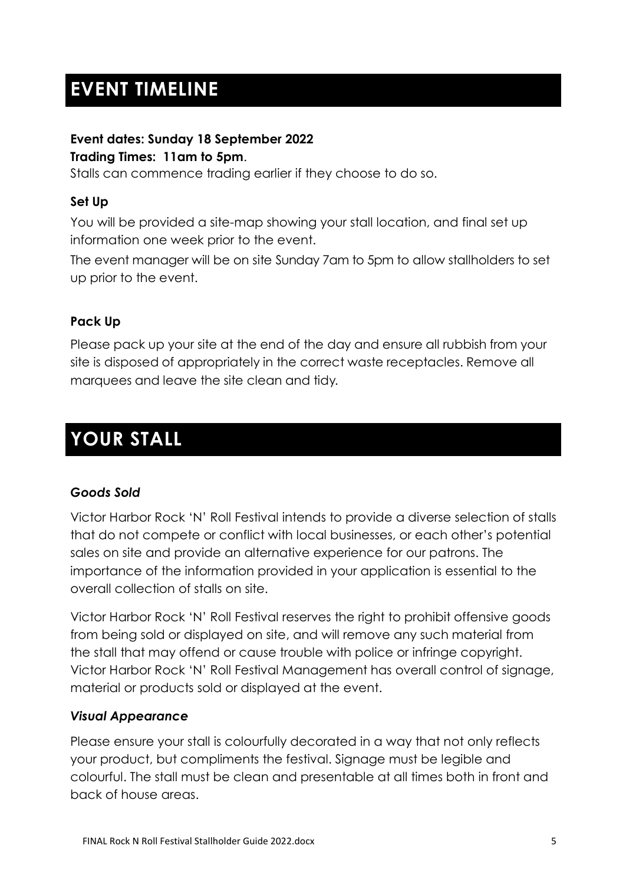# EVENT TIMELINE

**Event dates: Sunday 18 September 2022**
**Trading Times: 11am to 5pm**.
Stalls can commence trading earlier if they choose to do so.

### Set Up

You will be provided a site-map showing your stall location, and final set up information one week prior to the event.

The event manager will be on site Sunday 7am to 5pm to allow stallholders to set up prior to the event.

### Pack Up

Please pack up your site at the end of the day and ensure all rubbish from your site is disposed of appropriately in the correct waste receptacles. Remove all marquees and leave the site clean and tidy.

# YOUR STALL

### *Goods Sold*

Victor Harbor Rock 'N' Roll Festival intends to provide a diverse selection of stalls that do not compete or conflict with local businesses, or each other's potential sales on site and provide an alternative experience for our patrons. The importance of the information provided in your application is essential to the overall collection of stalls on site.

Victor Harbor Rock 'N' Roll Festival reserves the right to prohibit offensive goods from being sold or displayed on site, and will remove any such material from the stall that may offend or cause trouble with police or infringe copyright. Victor Harbor Rock 'N' Roll Festival Management has overall control of signage, material or products sold or displayed at the event.

### *Visual Appearance*

Please ensure your stall is colourfully decorated in a way that not only reflects your product, but compliments the festival. Signage must be legible and colourful. The stall must be clean and presentable at all times both in front and back of house areas.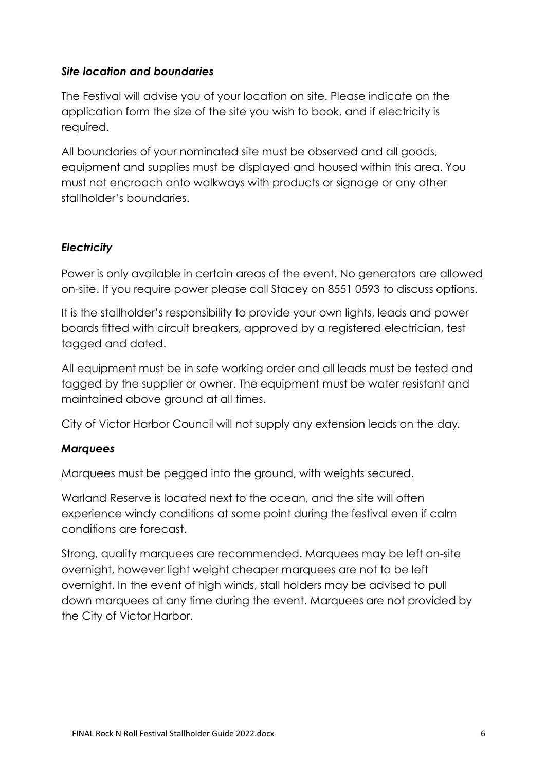### *Site location and boundaries*

The Festival will advise you of your location on site. Please indicate on the application form the size of the site you wish to book, and if electricity is required.

All boundaries of your nominated site must be observed and all goods, equipment and supplies must be displayed and housed within this area. You must not encroach onto walkways with products or signage or any other stallholder's boundaries.

### *Electricity*

Power is only available in certain areas of the event. No generators are allowed on-site. If you require power please call Stacey on 8551 0593 to discuss options.

It is the stallholder's responsibility to provide your own lights, leads and power boards fitted with circuit breakers, approved by a registered electrician, test tagged and dated.

All equipment must be in safe working order and all leads must be tested and tagged by the supplier or owner. The equipment must be water resistant and maintained above ground at all times.

City of Victor Harbor Council will not supply any extension leads on the day.

### *Marquees*

<u>Marquees must be pegged into the ground, with weights secured.</u>

Warland Reserve is located next to the ocean, and the site will often experience windy conditions at some point during the festival even if calm conditions are forecast.

Strong, quality marquees are recommended. Marquees may be left on-site overnight, however light weight cheaper marquees are not to be left overnight. In the event of high winds, stall holders may be advised to pull down marquees at any time during the event. Marquees are not provided by the City of Victor Harbor.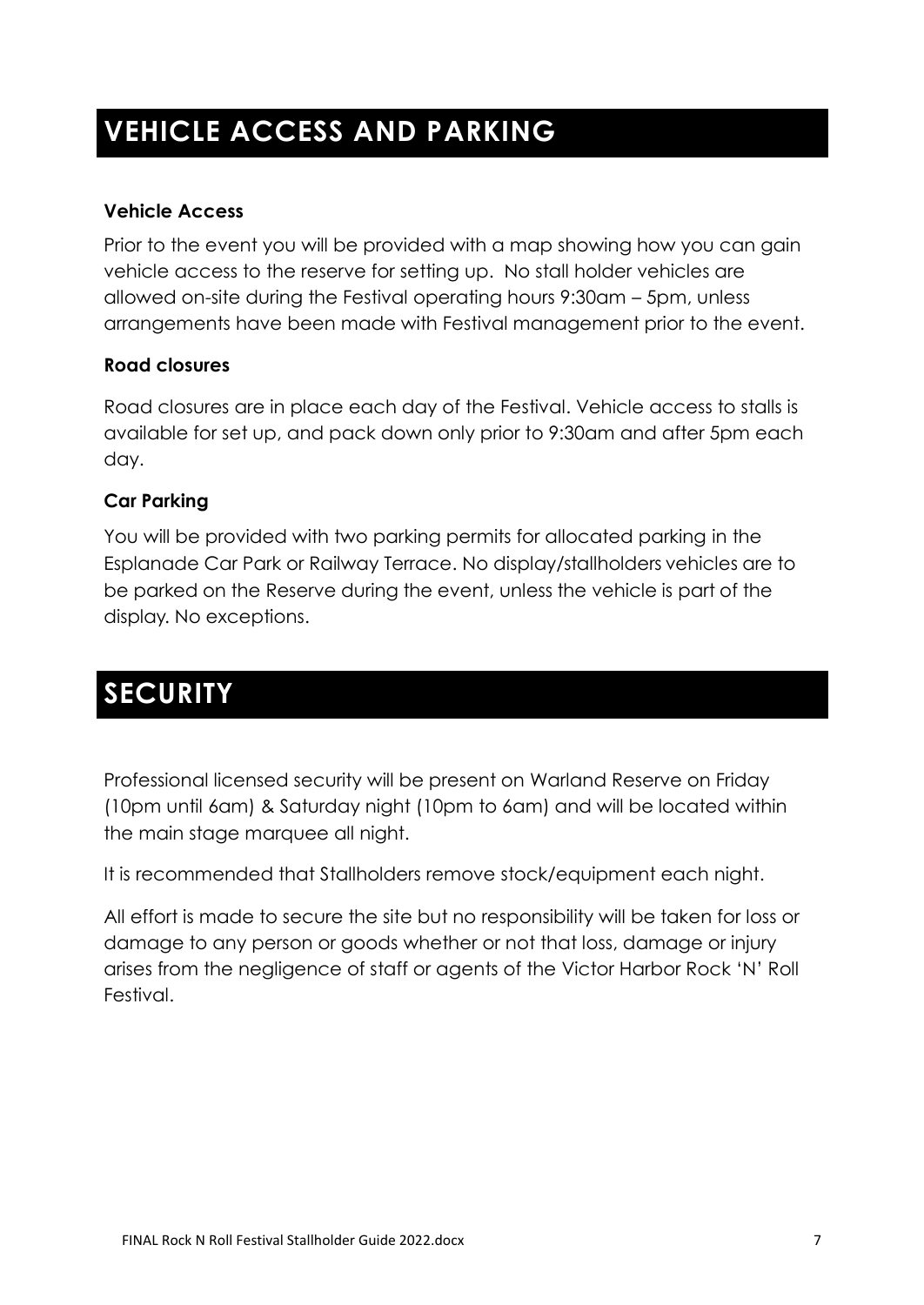# VEHICLE ACCESS AND PARKING

### Vehicle Access

Prior to the event you will be provided with a map showing how you can gain vehicle access to the reserve for setting up. No stall holder vehicles are allowed on-site during the Festival operating hours 9:30am – 5pm, unless arrangements have been made with Festival management prior to the event.

### Road closures

Road closures are in place each day of the Festival. Vehicle access to stalls is available for set up, and pack down only prior to 9:30am and after 5pm each day.

### Car Parking

You will be provided with two parking permits for allocated parking in the Esplanade Car Park or Railway Terrace. No display/stallholders vehicles are to be parked on the Reserve during the event, unless the vehicle is part of the display. No exceptions.

# SECURITY

Professional licensed security will be present on Warland Reserve on Friday (10pm until 6am) & Saturday night (10pm to 6am) and will be located within the main stage marquee all night.

It is recommended that Stallholders remove stock/equipment each night.

All effort is made to secure the site but no responsibility will be taken for loss or damage to any person or goods whether or not that loss, damage or injury arises from the negligence of staff or agents of the Victor Harbor Rock 'N' Roll Festival.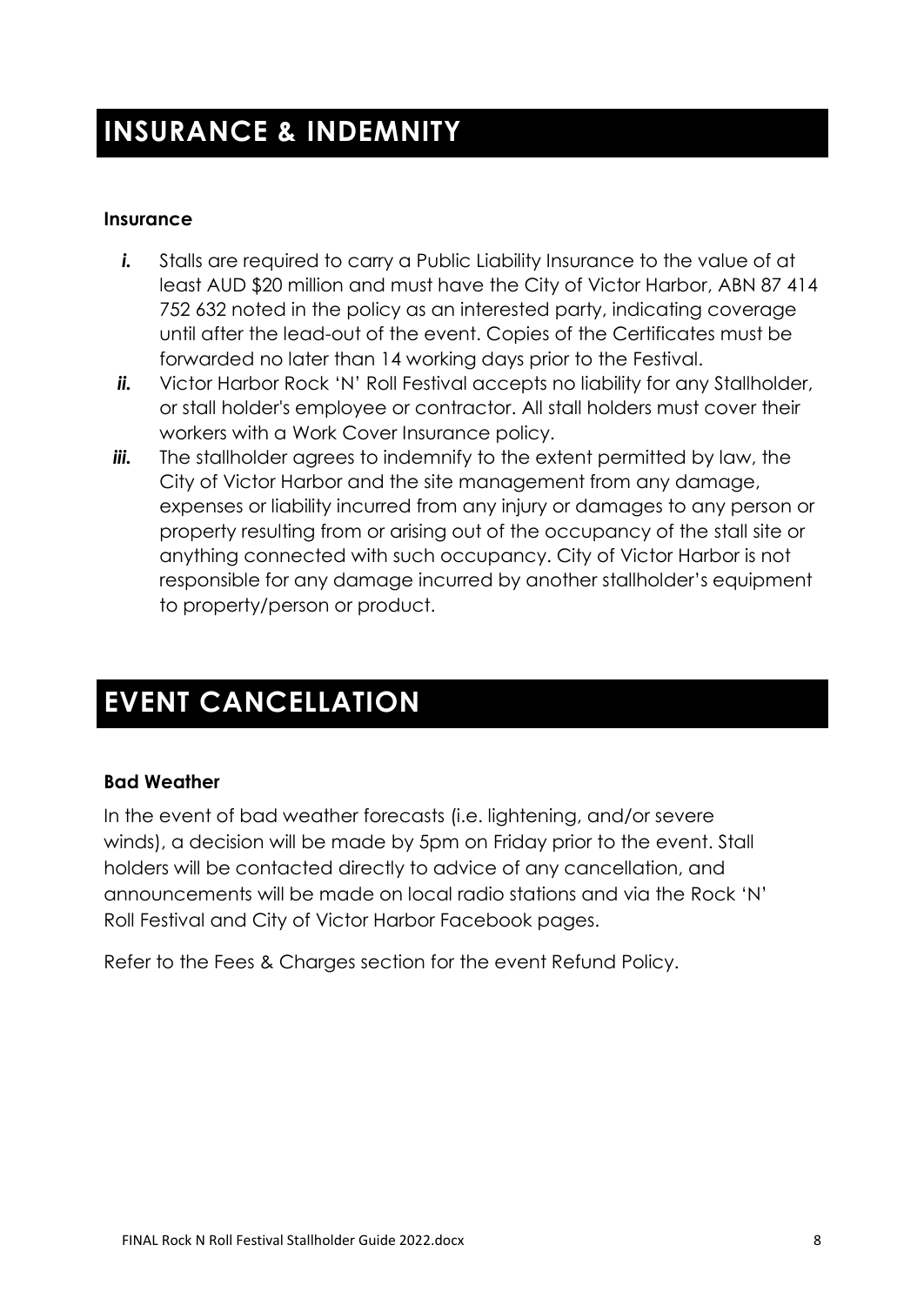# INSURANCE & INDEMNITY

### Insurance

- ***i.*** Stalls are required to carry a Public Liability Insurance to the value of at least AUD $20 million and must have the City of Victor Harbor, ABN 87 414 752 632 noted in the policy as an interested party, indicating coverage until after the lead-out of the event. Copies of the Certificates must be forwarded no later than 14 working days prior to the Festival.
- ***ii.*** Victor Harbor Rock 'N' Roll Festival accepts no liability for any Stallholder, or stall holder's employee or contractor. All stall holders must cover their workers with a Work Cover Insurance policy.
- ***iii.*** The stallholder agrees to indemnify to the extent permitted by law, the City of Victor Harbor and the site management from any damage, expenses or liability incurred from any injury or damages to any person or property resulting from or arising out of the occupancy of the stall site or anything connected with such occupancy. City of Victor Harbor is not responsible for any damage incurred by another stallholder's equipment to property/person or product.

# EVENT CANCELLATION

### Bad Weather

In the event of bad weather forecasts (i.e. lightening, and/or severe winds), a decision will be made by 5pm on Friday prior to the event. Stall holders will be contacted directly to advice of any cancellation, and announcements will be made on local radio stations and via the Rock 'N' Roll Festival and City of Victor Harbor Facebook pages.

Refer to the Fees & Charges section for the event Refund Policy.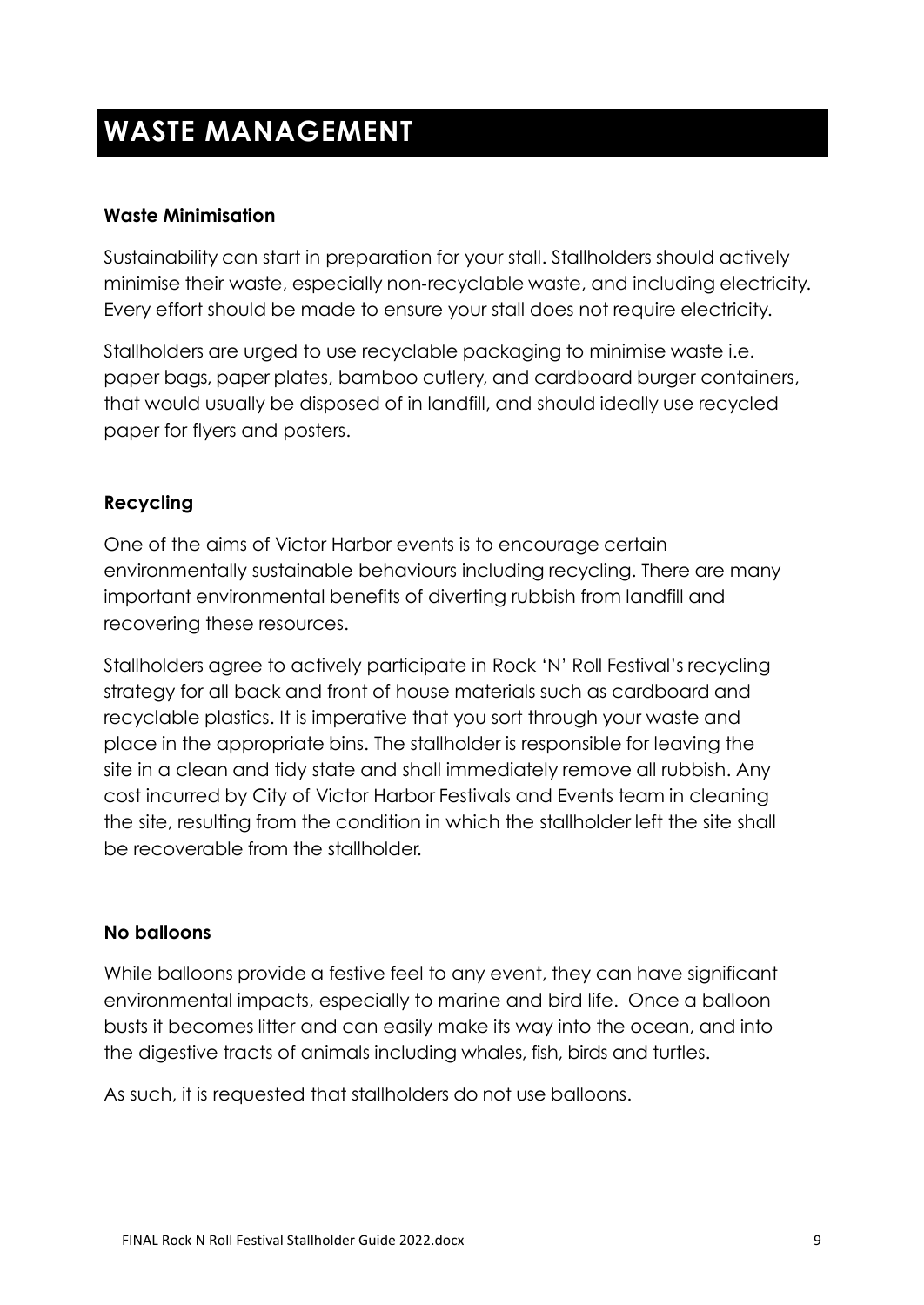# WASTE MANAGEMENT

### Waste Minimisation

Sustainability can start in preparation for your stall. Stallholders should actively minimise their waste, especially non-recyclable waste, and including electricity. Every effort should be made to ensure your stall does not require electricity.

Stallholders are urged to use recyclable packaging to minimise waste i.e. paper bags, paper plates, bamboo cutlery, and cardboard burger containers, that would usually be disposed of in landfill, and should ideally use recycled paper for flyers and posters.

### Recycling

One of the aims of Victor Harbor events is to encourage certain environmentally sustainable behaviours including recycling. There are many important environmental benefits of diverting rubbish from landfill and recovering these resources.

Stallholders agree to actively participate in Rock 'N' Roll Festival's recycling strategy for all back and front of house materials such as cardboard and recyclable plastics. It is imperative that you sort through your waste and place in the appropriate bins. The stallholder is responsible for leaving the site in a clean and tidy state and shall immediately remove all rubbish. Any cost incurred by City of Victor Harbor Festivals and Events team in cleaning the site, resulting from the condition in which the stallholder left the site shall be recoverable from the stallholder.

### No balloons

While balloons provide a festive feel to any event, they can have significant environmental impacts, especially to marine and bird life. Once a balloon busts it becomes litter and can easily make its way into the ocean, and into the digestive tracts of animals including whales, fish, birds and turtles.

As such, it is requested that stallholders do not use balloons.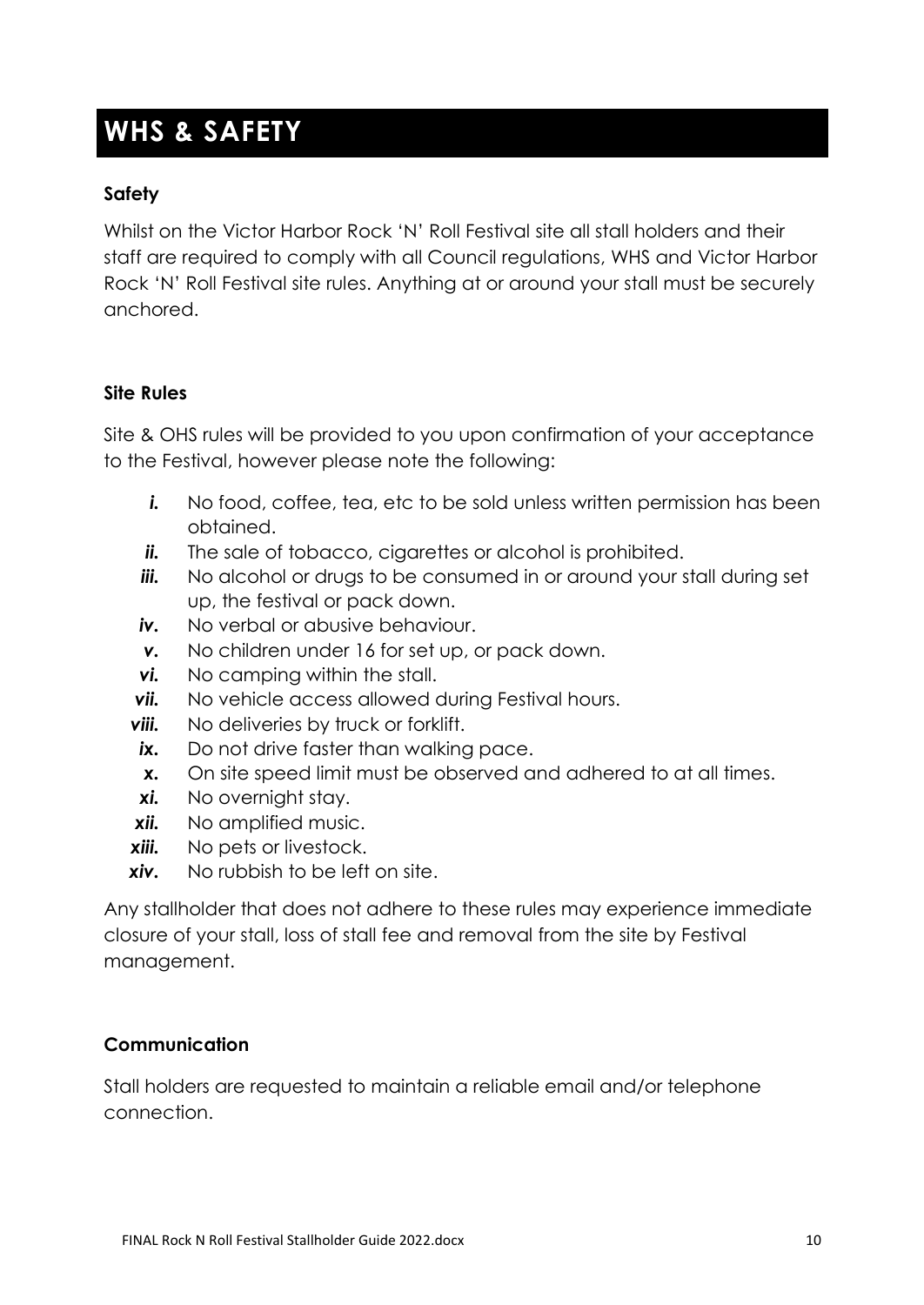# WHS & SAFETY

### Safety

Whilst on the Victor Harbor Rock 'N' Roll Festival site all stall holders and their staff are required to comply with all Council regulations, WHS and Victor Harbor Rock 'N' Roll Festival site rules. Anything at or around your stall must be securely anchored.

### Site Rules

Site & OHS rules will be provided to you upon confirmation of your acceptance to the Festival, however please note the following:

- ***i.*** No food, coffee, tea, etc to be sold unless written permission has been obtained.
- ***ii.*** The sale of tobacco, cigarettes or alcohol is prohibited.
- ***iii.*** No alcohol or drugs to be consumed in or around your stall during set up, the festival or pack down.
- ***iv.*** No verbal or abusive behaviour.
- ***v.*** No children under 16 for set up, or pack down.
- ***vi.*** No camping within the stall.
- ***vii.*** No vehicle access allowed during Festival hours.
- ***viii.*** No deliveries by truck or forklift.
- ***ix.*** Do not drive faster than walking pace.
- ***x.*** On site speed limit must be observed and adhered to at all times.
- ***xi.*** No overnight stay.
- ***xii.*** No amplified music.
- ***xiii.*** No pets or livestock.
- ***xiv.*** No rubbish to be left on site.

Any stallholder that does not adhere to these rules may experience immediate closure of your stall, loss of stall fee and removal from the site by Festival management.

### Communication

Stall holders are requested to maintain a reliable email and/or telephone connection.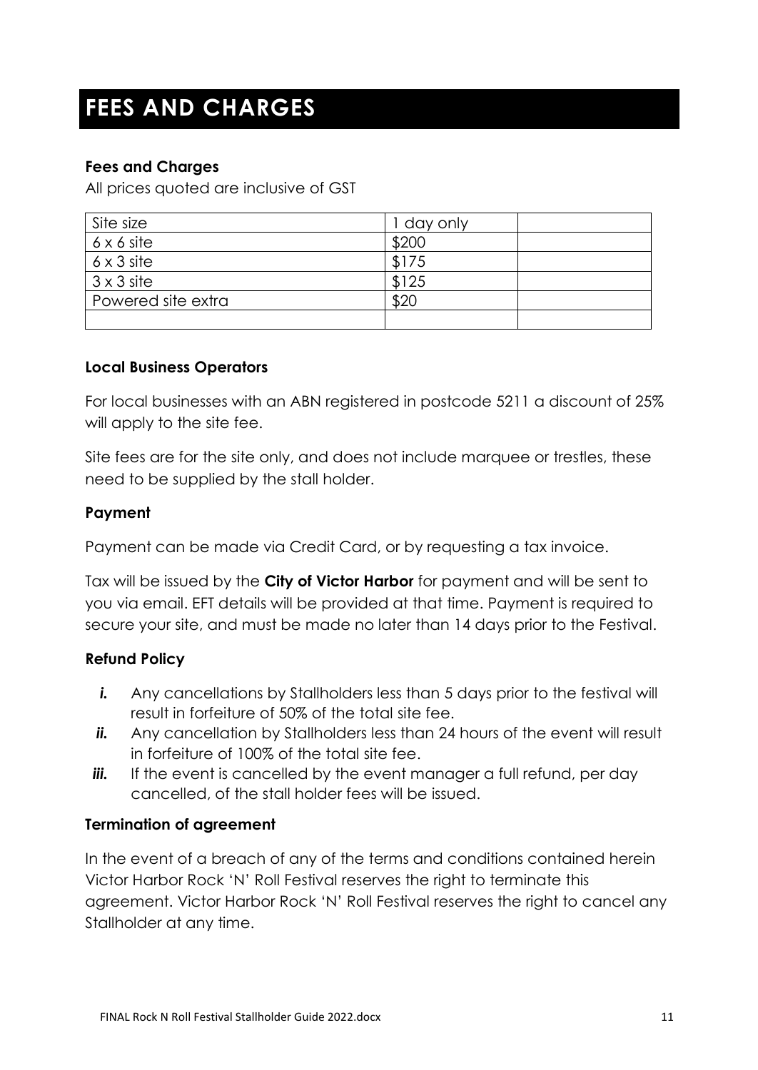# FEES AND CHARGES

### Fees and Charges

All prices quoted are inclusive of GST

| Site size | 1 day only | |
|---|---|---|
| 6 x 6 site | $200 | |
| 6 x 3 site | $175 | |
| 3 x 3 site | $125 | |
| Powered site extra | $20 | |
| | | |

### Local Business Operators

For local businesses with an ABN registered in postcode 5211 a discount of 25% will apply to the site fee.

Site fees are for the site only, and does not include marquee or trestles, these need to be supplied by the stall holder.

### Payment

Payment can be made via Credit Card, or by requesting a tax invoice.

Tax will be issued by the **City of Victor Harbor** for payment and will be sent to you via email. EFT details will be provided at that time. Payment is required to secure your site, and must be made no later than 14 days prior to the Festival.

### Refund Policy

- ***i.*** Any cancellations by Stallholders less than 5 days prior to the festival will result in forfeiture of 50% of the total site fee.
- ***ii.*** Any cancellation by Stallholders less than 24 hours of the event will result in forfeiture of 100% of the total site fee.
- ***iii.*** If the event is cancelled by the event manager a full refund, per day cancelled, of the stall holder fees will be issued.

### Termination of agreement

In the event of a breach of any of the terms and conditions contained herein Victor Harbor Rock 'N' Roll Festival reserves the right to terminate this agreement. Victor Harbor Rock 'N' Roll Festival reserves the right to cancel any Stallholder at any time.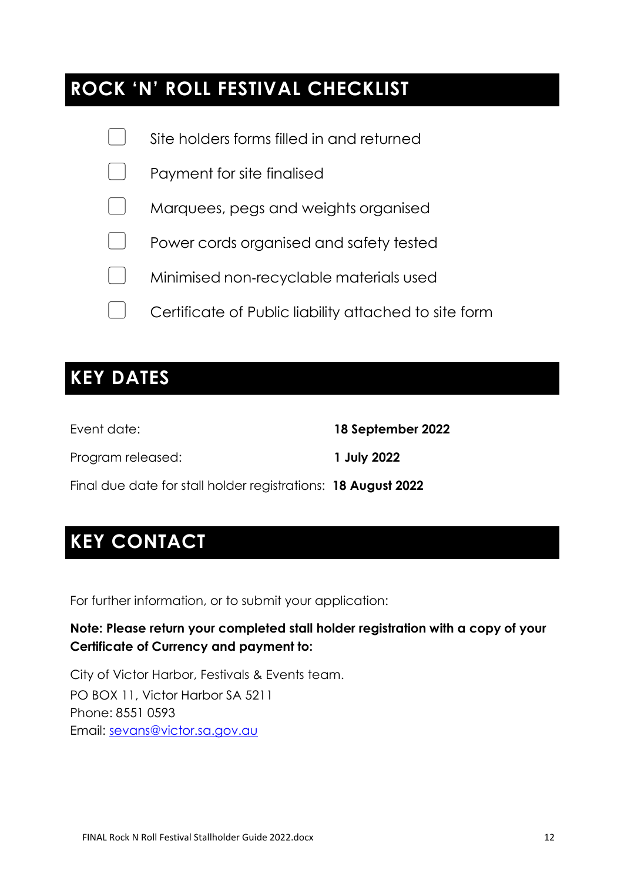## ROCK 'N' ROLL FESTIVAL CHECKLIST

- [ ] Site holders forms filled in and returned
- [ ] Payment for site finalised
- [ ] Marquees, pegs and weights organised
- [ ] Power cords organised and safety tested
- [ ] Minimised non-recyclable materials used
- [ ] Certificate of Public liability attached to site form

## KEY DATES

| | |
|---|---|
| Event date: | **18 September 2022** |
| Program released: | **1 July 2022** |
| Final due date for stall holder registrations: | **18 August 2022** |

## KEY CONTACT

For further information, or to submit your application:

**Note: Please return your completed stall holder registration with a copy of your Certificate of Currency and payment to:**

City of Victor Harbor, Festivals & Events team.
PO BOX 11, Victor Harbor SA 5211
Phone: 8551 0593
Email: sevans@victor.sa.gov.au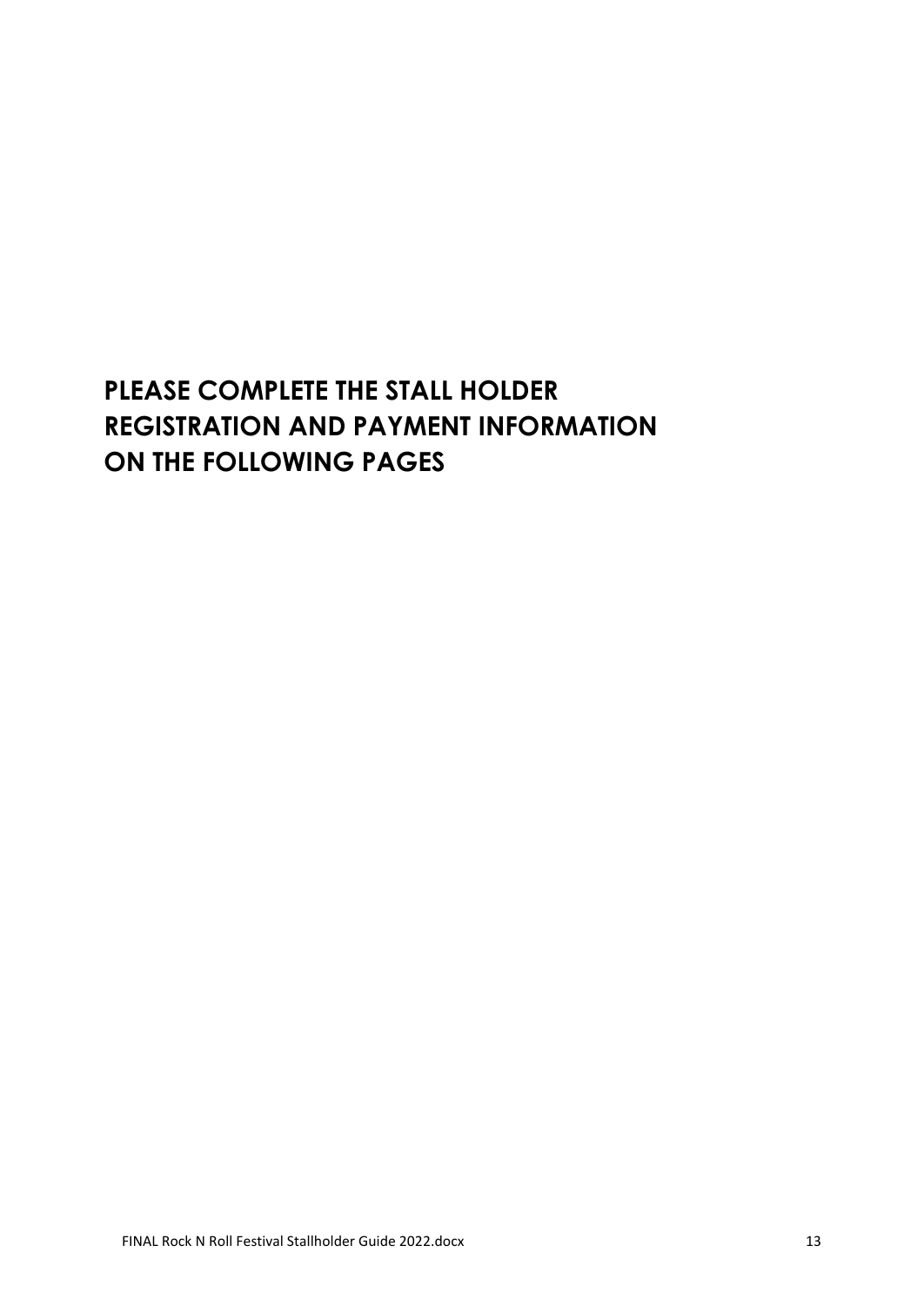**PLEASE COMPLETE THE STALL HOLDER REGISTRATION AND PAYMENT INFORMATION ON THE FOLLOWING PAGES**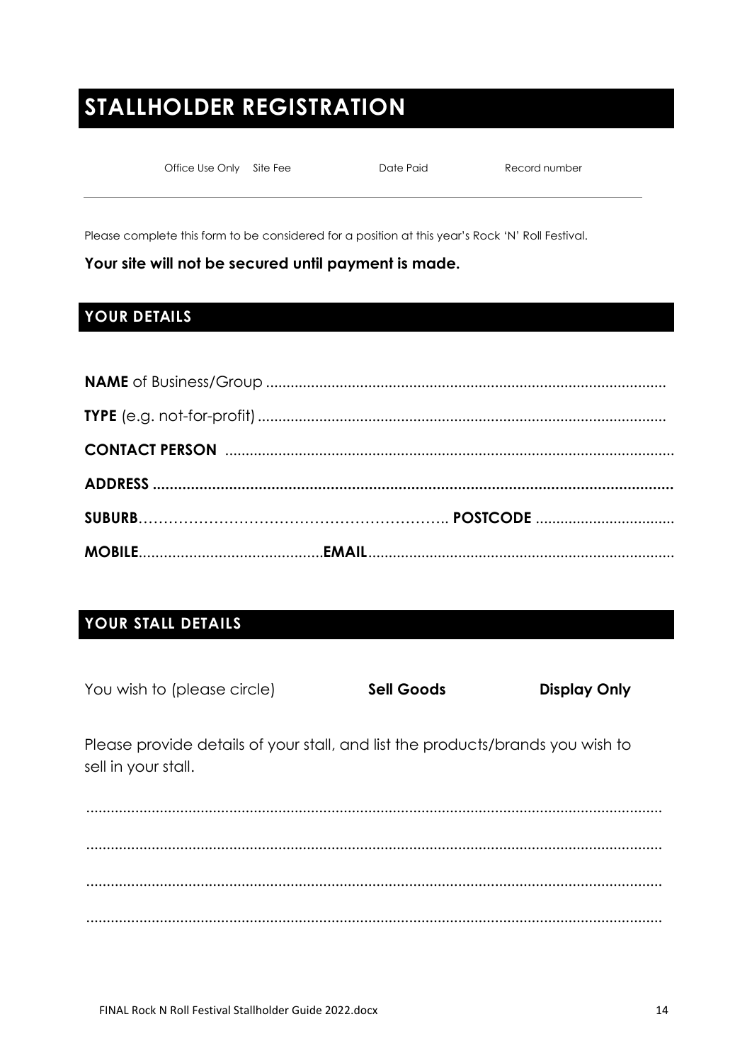# STALLHOLDER REGISTRATION

| Office Use Only | Site Fee | Date Paid | Record number |
| --- | --- | --- | --- |
| | | | |

Please complete this form to be considered for a position at this year's Rock 'N' Roll Festival.

**Your site will not be secured until payment is made.**

## YOUR DETAILS

**NAME** of Business/Group ..................................................................................................

**TYPE** (e.g. not-for-profit) ....................................................................................................

**CONTACT PERSON** .............................................................................................................

**ADDRESS** ............................................................................................................................

**SUBURB**…………………………………………………….. **POSTCODE** ..................................

**MOBILE**...........................................**EMAIL**..........................................................................

## YOUR STALL DETAILS

You wish to (please circle) **Sell Goods** **Display Only**

Please provide details of your stall, and list the products/brands you wish to sell in your stall.

..............................................................................................................................................

..............................................................................................................................................

..............................................................................................................................................

..............................................................................................................................................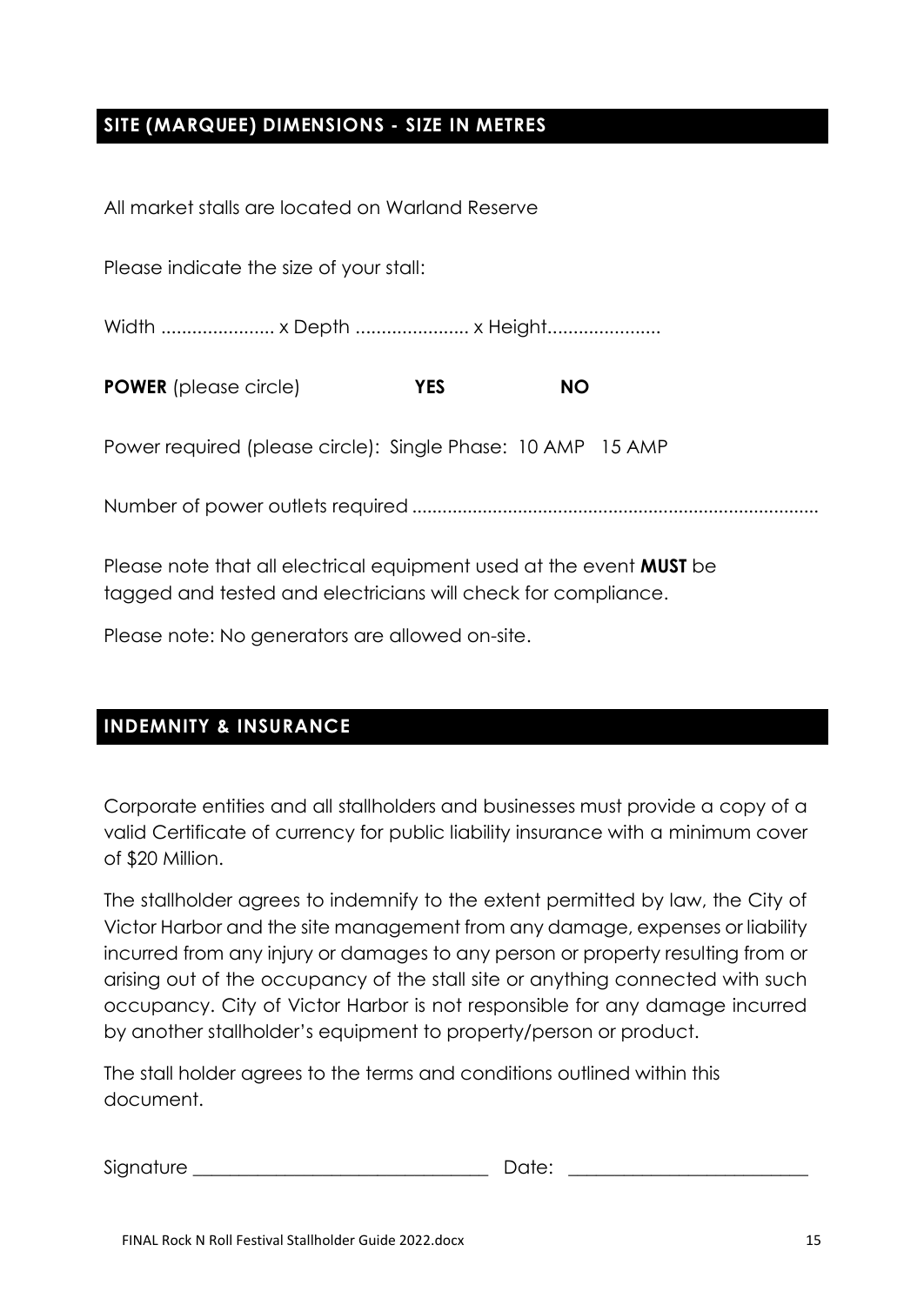## SITE (MARQUEE) DIMENSIONS - SIZE IN METRES

All market stalls are located on Warland Reserve

Please indicate the size of your stall:

Width ...................... x Depth ...................... x Height......................

**POWER** (please circle) **YES** **NO**

Power required (please circle): Single Phase: 10 AMP 15 AMP

Number of power outlets required .................................................................................

Please note that all electrical equipment used at the event **MUST** be tagged and tested and electricians will check for compliance.

Please note: No generators are allowed on-site.

## INDEMNITY & INSURANCE

Corporate entities and all stallholders and businesses must provide a copy of a valid Certificate of currency for public liability insurance with a minimum cover of $20 Million.

The stallholder agrees to indemnify to the extent permitted by law, the City of Victor Harbor and the site management from any damage, expenses or liability incurred from any injury or damages to any person or property resulting from or arising out of the occupancy of the stall site or anything connected with such occupancy. City of Victor Harbor is not responsible for any damage incurred by another stallholder's equipment to property/person or product.

The stall holder agrees to the terms and conditions outlined within this document.

Signature ________________________________ Date: __________________________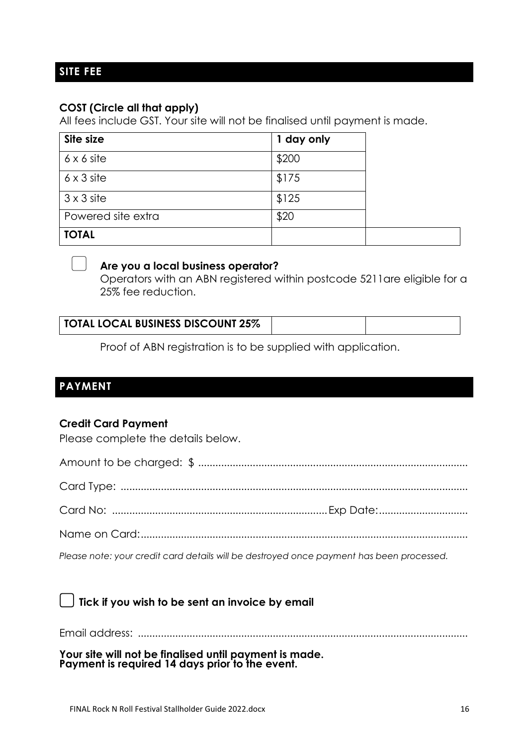## SITE FEE

**COST (Circle all that apply)**

All fees include GST. Your site will not be finalised until payment is made.

| Site size | 1 day only | |
|---|---|---|
| 6 x 6 site | $200 | |
| 6 x 3 site | $175 | |
| 3 x 3 site | $125 | |
| Powered site extra | $20 | |
| **TOTAL** | | |

☐ **Are you a local business operator?**
Operators with an ABN registered within postcode 5211are eligible for a 25% fee reduction.

| | | |
|---|---|---|
| **TOTAL LOCAL BUSINESS DISCOUNT 25%** | | |

Proof of ABN registration is to be supplied with application.

## PAYMENT

**Credit Card Payment**

Please complete the details below.

Amount to be charged: $ ..............................................................................................

Card Type: ......................................................................................................................

Card No: ........................................................................... Exp Date: ..............................

Name on Card: .................................................................................................................

*Please note: your credit card details will be destroyed once payment has been processed.*

☐ **Tick if you wish to be sent an invoice by email**

Email address: .................................................................................................................

**Your site will not be finalised until payment is made.**
**Payment is required 14 days prior to the event.**